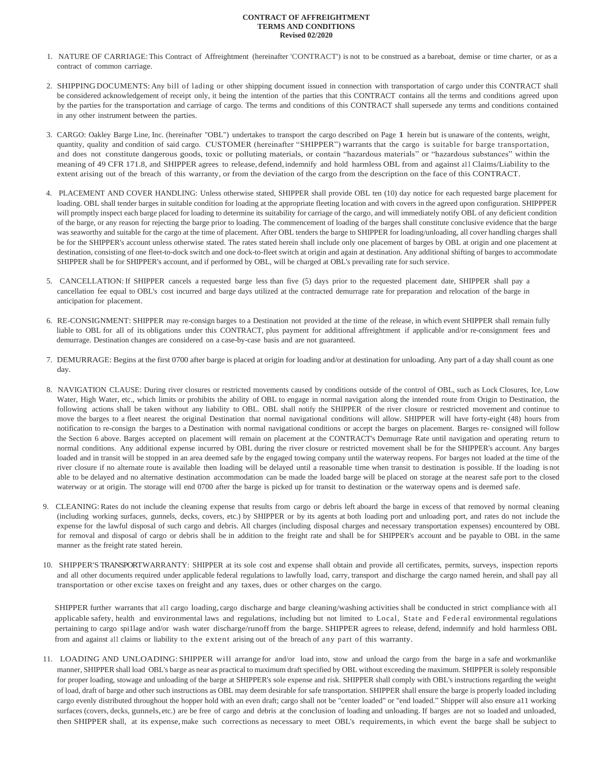**CONTRACT OF AFFREIGHTMENT**
**TERMS AND CONDITIONS**
**Revised 02/2020**

1. NATURE OF CARRIAGE: This Contract of Affreightment (hereinafter 'CONTRACT') is not to be construed as a bareboat, demise or time charter, or as a contract of common carriage.

2. SHIPPING DOCUMENTS: Any bill of lading or other shipping document issued in connection with transportation of cargo under this CONTRACT shall be considered acknowledgement of receipt only, it being the intention of the parties that this CONTRACT contains all the terms and conditions agreed upon by the parties for the transportation and carriage of cargo. The terms and conditions of this CONTRACT shall supersede any terms and conditions contained in any other instrument between the parties.

3. CARGO: Oakley Barge Line, Inc. (hereinafter "OBL") undertakes to transport the cargo described on Page **1** herein but is unaware of the contents, weight, quantity, quality and condition of said cargo. CUSTOMER (hereinafter "SHIPPER") warrants that the cargo is suitable for barge transportation, and does not constitute dangerous goods, toxic or polluting materials, or contain "hazardous materials" or "hazardous substances" within the meaning of 49 CFR 171.8, and SHIPPER agrees to release, defend, indemnify and hold harmless OBL from and against a11 Claims/Liability to the extent arising out of the breach of this warranty, or from the deviation of the cargo from the description on the face of this CONTRACT.

4. PLACEMENT AND COVER HANDLING: Unless otherwise stated, SHIPPER shall provide OBL ten (10) day notice for each requested barge placement for loading. OBL shall tender barges in suitable condition for loading at the appropriate fleeting location and with covers in the agreed upon configuration. SHIPPPER will promptly inspect each barge placed for loading to determine its suitability for carriage of the cargo, and will immediately notify OBL of any deficient condition of the barge, or any reason for rejecting the barge prior to loading. The commencement of loading of the barges shall constitute conclusive evidence that the barge was seaworthy and suitable for the cargo at the time of placement. After OBL tenders the barge to SHIPPER for loading/unloading, all cover handling charges shall be for the SHIPPER's account unless otherwise stated. The rates stated herein shall include only one placement of barges by OBL at origin and one placement at destination, consisting of one fleet-to-dock switch and one dock-to-fleet switch at origin and again at destination. Any additional shifting of barges to accommodate SHIPPER shall be for SHIPPER's account, and if performed by OBL, will be charged at OBL's prevailing rate for such service.

5. CANCELLATION: If SHIPPER cancels a requested barge less than five (5) days prior to the requested placement date, SHIPPER shall pay a cancellation fee equal to OBL's cost incurred and barge days utilized at the contracted demurrage rate for preparation and relocation of the barge in anticipation for placement.

6. RE-CONSIGNMENT: SHIPPER may re-consign barges to a Destination not provided at the time of the release, in which event SHIPPER shall remain fully liable to OBL for all of its obligations under this CONTRACT, plus payment for additional affreightment if applicable and/or re-consignment fees and demurrage. Destination changes are considered on a case-by-case basis and are not guaranteed.

7. DEMURRAGE: Begins at the first 0700 after barge is placed at origin for loading and/or at destination for unloading. Any part of a day shall count as one day.

8. NAVIGATION CLAUSE: During river closures or restricted movements caused by conditions outside of the control of OBL, such as Lock Closures, Ice, Low Water, High Water, etc., which limits or prohibits the ability of OBL to engage in normal navigation along the intended route from Origin to Destination, the following actions shall be taken without any liability to OBL. OBL shall notify the SHIPPER of the river closure or restricted movement and continue to move the barges to a fleet nearest the original Destination that normal navigational conditions will allow. SHIPPER will have forty-eight (48) hours from notification to re-consign the barges to a Destination with normal navigational conditions or accept the barges on placement. Barges re- consigned will follow the Section 6 above. Barges accepted on placement will remain on placement at the CONTRACT's Demurrage Rate until navigation and operating return to normal conditions. Any additional expense incurred by OBL during the river closure or restricted movement shall be for the SHIPPER's account. Any barges loaded and in transit will be stopped in an area deemed safe by the engaged towing company until the waterway reopens. For barges not loaded at the time of the river closure if no alternate route is available then loading will be delayed until a reasonable time when transit to destination is possible. If the loading is not able to be delayed and no alternative destination accommodation can be made the loaded barge will be placed on storage at the nearest safe port to the closed waterway or at origin. The storage will end 0700 after the barge is picked up for transit to destination or the waterway opens and is deemed safe.

9. CLEANING: Rates do not include the cleaning expense that results from cargo or debris left aboard the barge in excess of that removed by normal cleaning (including working surfaces, gunnels, decks, covers, etc.) by SHIPPER or by its agents at both loading port and unloading port, and rates do not include the expense for the lawful disposal of such cargo and debris. All charges (including disposal charges and necessary transportation expenses) encountered by OBL for removal and disposal of cargo or debris shall be in addition to the freight rate and shall be for SHIPPER's account and be payable to OBL in the same manner as the freight rate stated herein.

10. SHIPPER'S TRANSPORT WARRANTY: SHIPPER at its sole cost and expense shall obtain and provide all certificates, permits, surveys, inspection reports and all other documents required under applicable federal regulations to lawfully load, carry, transport and discharge the cargo named herein, and shall pay all transportation or other excise taxes on freight and any taxes, dues or other charges on the cargo.

    SHIPPER further warrants that a11 cargo loading, cargo discharge and barge cleaning/washing activities shall be conducted in strict compliance with a11 applicable safety, health and environmental laws and regulations, including but not limited to Local, State and Federal environmental regulations pertaining to cargo spi1lage and/or wash water discharge/runoff from the barge. SHIPPER agrees to release, defend, indemnify and hold harmless OBL from and against a11 claims or liability to the extent arising out of the breach of any part of this warranty.

11. LOADING AND UNLOADING: SHIPPER will arrange for and/or load into, stow and unload the cargo from the barge in a safe and workmanlike manner, SHIPPER shall load OBL's barge as near as practical to maximum draft specified by OBL without exceeding the maximum. SHIPPER is solely responsible for proper loading, stowage and unloading of the barge at SHIPPER's sole expense and risk. SHIPPER shall comply with OBL's instructions regarding the weight of load, draft of barge and other such instructions as OBL may deem desirable for safe transportation. SHIPPER shall ensure the barge is properly loaded including cargo evenly distributed throughout the hopper hold with an even draft; cargo shall not be "center loaded" or "end loaded." Shipper will also ensure a11 working surfaces (covers, decks, gunnels, etc.) are be free of cargo and debris at the conclusion of loading and unloading. If barges are not so loaded and unloaded, then SHIPPER shall, at its expense, make such corrections as necessary to meet OBL's requirements, in which event the barge shall be subject to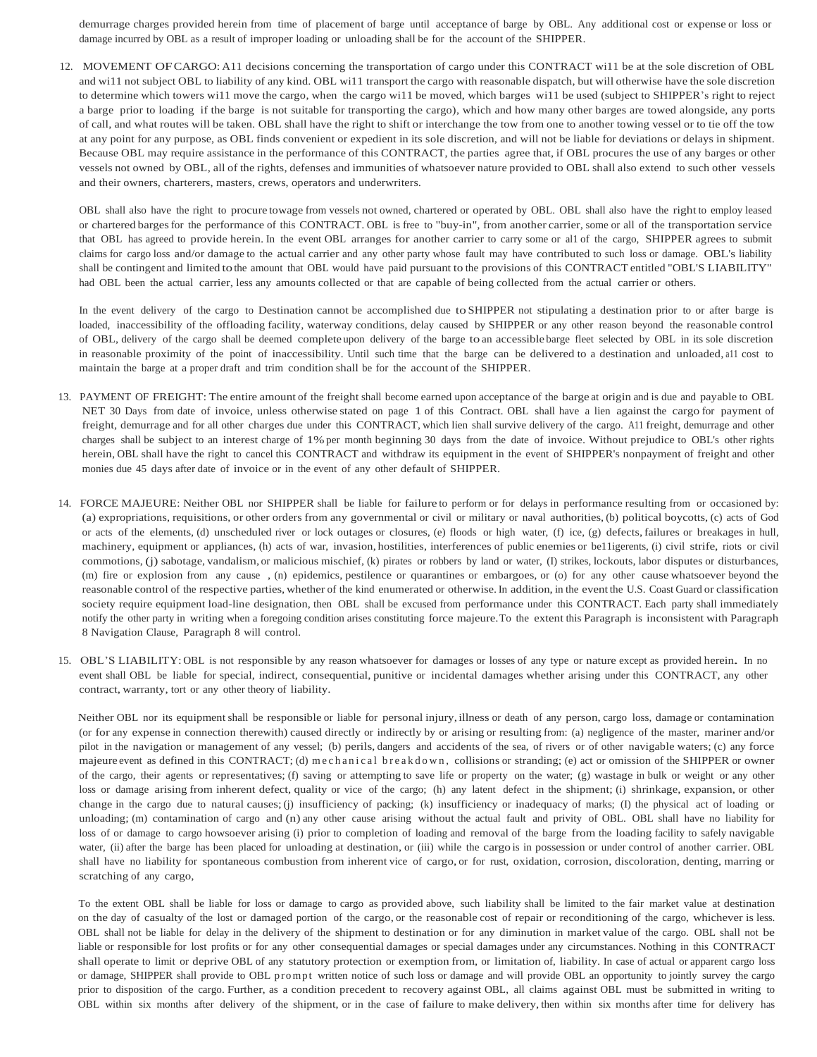demurrage charges provided herein from time of placement of barge until acceptance of barge by OBL. Any additional cost or expense or loss or damage incurred by OBL as a result of improper loading or unloading shall be for the account of the SHIPPER.

12. MOVEMENT OF CARGO: A11 decisions concerning the transportation of cargo under this CONTRACT wi11 be at the sole discretion of OBL and wi11 not subject OBL to liability of any kind. OBL wi11 transport the cargo with reasonable dispatch, but will otherwise have the sole discretion to determine which towers wi11 move the cargo, when the cargo wi11 be moved, which barges wi11 be used (subject to SHIPPER's right to reject a barge prior to loading if the barge is not suitable for transporting the cargo), which and how many other barges are towed alongside, any ports of call, and what routes will be taken. OBL shall have the right to shift or interchange the tow from one to another towing vessel or to tie off the tow at any point for any purpose, as OBL finds convenient or expedient in its sole discretion, and will not be liable for deviations or delays in shipment. Because OBL may require assistance in the performance of this CONTRACT, the parties agree that, if OBL procures the use of any barges or other vessels not owned by OBL, all of the rights, defenses and immunities of whatsoever nature provided to OBL shall also extend to such other vessels and their owners, charterers, masters, crews, operators and underwriters.

   OBL shall also have the right to procure towage from vessels not owned, chartered or operated by OBL. OBL shall also have the right to employ leased or chartered barges for the performance of this CONTRACT. OBL is free to "buy-in", from another carrier, some or all of the transportation service that OBL has agreed to provide herein. In the event OBL arranges for another carrier to carry some or al1 of the cargo, SHIPPER agrees to submit claims for cargo loss and/or damage to the actual carrier and any other party whose fault may have contributed to such loss or damage. OBL's liability shall be contingent and limited to the amount that OBL would have paid pursuant to the provisions of this CONTRACT entitled "OBL'S LIABILITY" had OBL been the actual carrier, less any amounts collected or that are capable of being collected from the actual carrier or others.

   In the event delivery of the cargo to Destination cannot be accomplished due to SHIPPER not stipulating a destination prior to or after barge is loaded, inaccessibility of the offloading facility, waterway conditions, delay caused by SHIPPER or any other reason beyond the reasonable control of OBL, delivery of the cargo shall be deemed complete upon delivery of the barge to an accessible barge fleet selected by OBL in its sole discretion in reasonable proximity of the point of inaccessibility. Until such time that the barge can be delivered to a destination and unloaded, a11 cost to maintain the barge at a proper draft and trim condition shall be for the account of the SHIPPER.

13. PAYMENT OF FREIGHT: The entire amount of the freight shall become earned upon acceptance of the barge at origin and is due and payable to OBL NET 30 Days from date of invoice, unless otherwise stated on page 1 of this Contract. OBL shall have a lien against the cargo for payment of freight, demurrage and for all other charges due under this CONTRACT, which lien shall survive delivery of the cargo. A11 freight, demurrage and other charges shall be subject to an interest charge of 1% per month beginning 30 days from the date of invoice. Without prejudice to OBL's other rights herein, OBL shall have the right to cancel this CONTRACT and withdraw its equipment in the event of SHIPPER's nonpayment of freight and other monies due 45 days after date of invoice or in the event of any other default of SHIPPER.

14. FORCE MAJEURE: Neither OBL nor SHIPPER shall be liable for failure to perform or for delays in performance resulting from or occasioned by: (a) expropriations, requisitions, or other orders from any governmental or civil or military or naval authorities, (b) political boycotts, (c) acts of God or acts of the elements, (d) unscheduled river or lock outages or closures, (e) floods or high water, (f) ice, (g) defects, failures or breakages in hull, machinery, equipment or appliances, (h) acts of war, invasion, hostilities, interferences of public enemies or be11igerents, (i) civil strife, riots or civil commotions, (j) sabotage, vandalism, or malicious mischief, (k) pirates or robbers by land or water, (I) strikes, lockouts, labor disputes or disturbances, (m) fire or explosion from any cause , (n) epidemics, pestilence or quarantines or embargoes, or (o) for any other cause whatsoever beyond the reasonable control of the respective parties, whether of the kind enumerated or otherwise. In addition, in the event the U.S. Coast Guard or classification society require equipment load-line designation, then OBL shall be excused from performance under this CONTRACT. Each party shall immediately notify the other party in writing when a foregoing condition arises constituting force majeure. To the extent this Paragraph is inconsistent with Paragraph 8 Navigation Clause, Paragraph 8 will control.

15. OBL'S LIABILITY: OBL is not responsible by any reason whatsoever for damages or losses of any type or nature except as provided herein. In no event shall OBL be liable for special, indirect, consequential, punitive or incidental damages whether arising under this CONTRACT, any other contract, warranty, tort or any other theory of liability.

   Neither OBL nor its equipment shall be responsible or liable for personal injury, illness or death of any person, cargo loss, damage or contamination (or for any expense in connection therewith) caused directly or indirectly by or arising or resulting from: (a) negligence of the master, mariner and/or pilot in the navigation or management of any vessel; (b) perils, dangers and accidents of the sea, of rivers or of other navigable waters; (c) any force majeure event as defined in this CONTRACT; (d) mechanical breakdown, collisions or stranding; (e) act or omission of the SHIPPER or owner of the cargo, their agents or representatives; (f) saving or attempting to save life or property on the water; (g) wastage in bulk or weight or any other loss or damage arising from inherent defect, quality or vice of the cargo; (h) any latent defect in the shipment; (i) shrinkage, expansion, or other change in the cargo due to natural causes; (j) insufficiency of packing; (k) insufficiency or inadequacy of marks; (I) the physical act of loading or unloading; (m) contamination of cargo and (n) any other cause arising without the actual fault and privity of OBL. OBL shall have no liability for loss of or damage to cargo howsoever arising (i) prior to completion of loading and removal of the barge from the loading facility to safely navigable water, (ii) after the barge has been placed for unloading at destination, or (iii) while the cargo is in possession or under control of another carrier. OBL shall have no liability for spontaneous combustion from inherent vice of cargo, or for rust, oxidation, corrosion, discoloration, denting, marring or scratching of any cargo,

   To the extent OBL shall be liable for loss or damage to cargo as provided above, such liability shall be limited to the fair market value at destination on the day of casualty of the lost or damaged portion of the cargo, or the reasonable cost of repair or reconditioning of the cargo, whichever is less. OBL shall not be liable for delay in the delivery of the shipment to destination or for any diminution in market value of the cargo. OBL shall not be liable or responsible for lost profits or for any other consequential damages or special damages under any circumstances. Nothing in this CONTRACT shall operate to limit or deprive OBL of any statutory protection or exemption from, or limitation of, liability. In case of actual or apparent cargo loss or damage, SHIPPER shall provide to OBL prompt written notice of such loss or damage and will provide OBL an opportunity to jointly survey the cargo prior to disposition of the cargo. Further, as a condition precedent to recovery against OBL, all claims against OBL must be submitted in writing to OBL within six months after delivery of the shipment, or in the case of failure to make delivery, then within six months after time for delivery has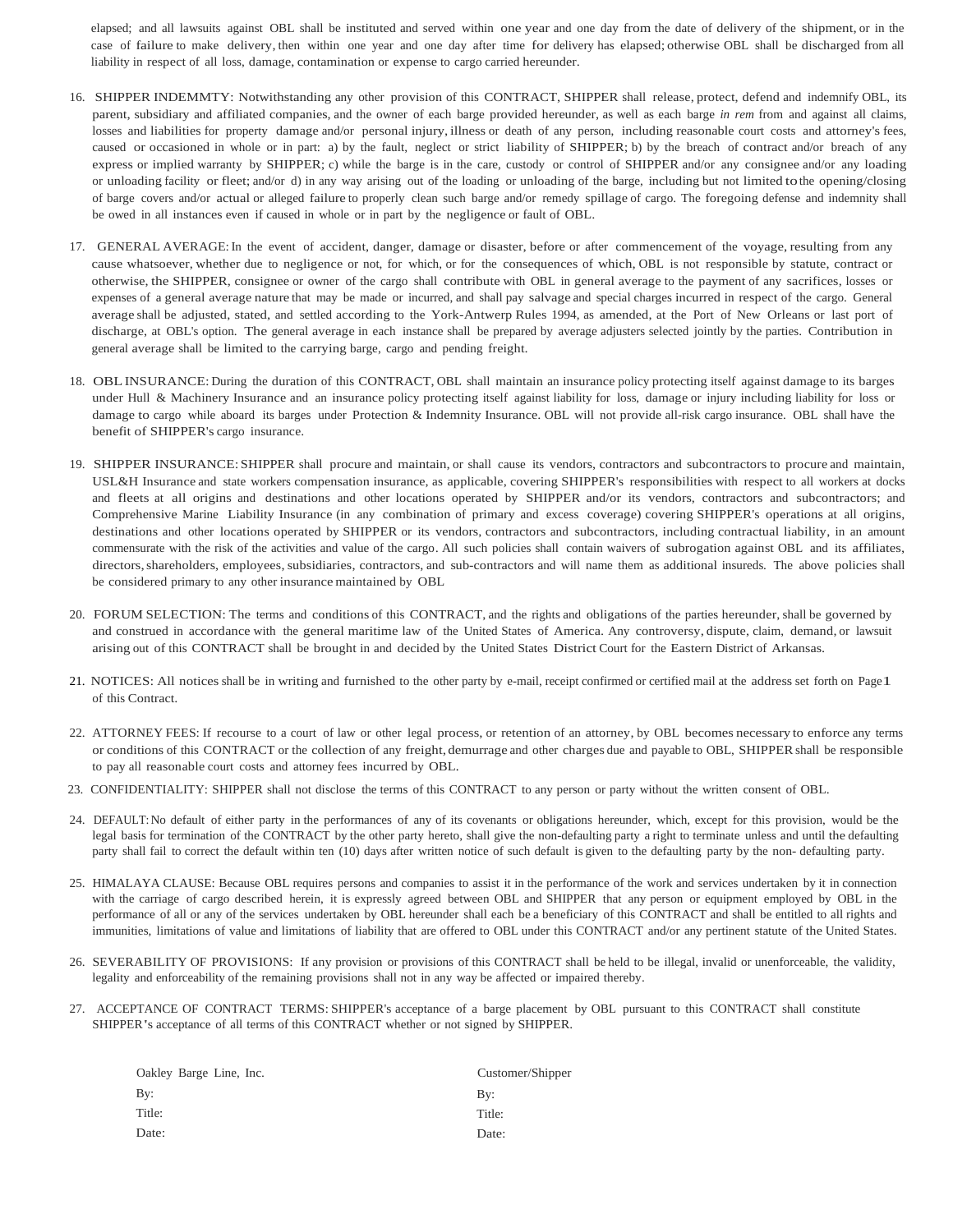elapsed; and all lawsuits against OBL shall be instituted and served within one year and one day from the date of delivery of the shipment, or in the case of failure to make delivery, then within one year and one day after time for delivery has elapsed; otherwise OBL shall be discharged from all liability in respect of all loss, damage, contamination or expense to cargo carried hereunder.

16. SHIPPER INDEMMTY: Notwithstanding any other provision of this CONTRACT, SHIPPER shall release, protect, defend and indemnify OBL, its parent, subsidiary and affiliated companies, and the owner of each barge provided hereunder, as well as each barge *in rem* from and against all claims, losses and liabilities for property damage and/or personal injury, illness or death of any person, including reasonable court costs and attorney's fees, caused or occasioned in whole or in part: a) by the fault, neglect or strict liability of SHIPPER; b) by the breach of contract and/or breach of any express or implied warranty by SHIPPER; c) while the barge is in the care, custody or control of SHIPPER and/or any consignee and/or any loading or unloading facility or fleet; and/or d) in any way arising out of the loading or unloading of the barge, including but not limited to the opening/closing of barge covers and/or actual or alleged failure to properly clean such barge and/or remedy spillage of cargo. The foregoing defense and indemnity shall be owed in all instances even if caused in whole or in part by the negligence or fault of OBL.

17. GENERAL AVERAGE: In the event of accident, danger, damage or disaster, before or after commencement of the voyage, resulting from any cause whatsoever, whether due to negligence or not, for which, or for the consequences of which, OBL is not responsible by statute, contract or otherwise, the SHIPPER, consignee or owner of the cargo shall contribute with OBL in general average to the payment of any sacrifices, losses or expenses of a general average nature that may be made or incurred, and shall pay salvage and special charges incurred in respect of the cargo. General average shall be adjusted, stated, and settled according to the York-Antwerp Rules 1994, as amended, at the Port of New Orleans or last port of discharge, at OBL's option. The general average in each instance shall be prepared by average adjusters selected jointly by the parties. Contribution in general average shall be limited to the carrying barge, cargo and pending freight.

18. OBL INSURANCE: During the duration of this CONTRACT, OBL shall maintain an insurance policy protecting itself against damage to its barges under Hull & Machinery Insurance and an insurance policy protecting itself against liability for loss, damage or injury including liability for loss or damage to cargo while aboard its barges under Protection & Indemnity Insurance. OBL will not provide all-risk cargo insurance. OBL shall have the benefit of SHIPPER's cargo insurance.

19. SHIPPER INSURANCE: SHIPPER shall procure and maintain, or shall cause its vendors, contractors and subcontractors to procure and maintain, USL&H Insurance and state workers compensation insurance, as applicable, covering SHIPPER's responsibilities with respect to all workers at docks and fleets at all origins and destinations and other locations operated by SHIPPER and/or its vendors, contractors and subcontractors; and Comprehensive Marine Liability Insurance (in any combination of primary and excess coverage) covering SHIPPER's operations at all origins, destinations and other locations operated by SHIPPER or its vendors, contractors and subcontractors, including contractual liability, in an amount commensurate with the risk of the activities and value of the cargo. All such policies shall contain waivers of subrogation against OBL and its affiliates, directors, shareholders, employees, subsidiaries, contractors, and sub-contractors and will name them as additional insureds. The above policies shall be considered primary to any other insurance maintained by OBL

20. FORUM SELECTION: The terms and conditions of this CONTRACT, and the rights and obligations of the parties hereunder, shall be governed by and construed in accordance with the general maritime law of the United States of America. Any controversy, dispute, claim, demand, or lawsuit arising out of this CONTRACT shall be brought in and decided by the United States District Court for the Eastern District of Arkansas.

21. NOTICES: All notices shall be in writing and furnished to the other party by e-mail, receipt confirmed or certified mail at the address set forth on Page 1 of this Contract.

22. ATTORNEY FEES: If recourse to a court of law or other legal process, or retention of an attorney, by OBL becomes necessary to enforce any terms or conditions of this CONTRACT or the collection of any freight, demurrage and other charges due and payable to OBL, SHIPPER shall be responsible to pay all reasonable court costs and attorney fees incurred by OBL.

23. CONFIDENTIALITY: SHIPPER shall not disclose the terms of this CONTRACT to any person or party without the written consent of OBL.

24. DEFAULT: No default of either party in the performances of any of its covenants or obligations hereunder, which, except for this provision, would be the legal basis for termination of the CONTRACT by the other party hereto, shall give the non-defaulting party a right to terminate unless and until the defaulting party shall fail to correct the default within ten (10) days after written notice of such default is given to the defaulting party by the non- defaulting party.

25. HIMALAYA CLAUSE: Because OBL requires persons and companies to assist it in the performance of the work and services undertaken by it in connection with the carriage of cargo described herein, it is expressly agreed between OBL and SHIPPER that any person or equipment employed by OBL in the performance of all or any of the services undertaken by OBL hereunder shall each be a beneficiary of this CONTRACT and shall be entitled to all rights and immunities, limitations of value and limitations of liability that are offered to OBL under this CONTRACT and/or any pertinent statute of the United States.

26. SEVERABILITY OF PROVISIONS: If any provision or provisions of this CONTRACT shall be held to be illegal, invalid or unenforceable, the validity, legality and enforceability of the remaining provisions shall not in any way be affected or impaired thereby.

27. ACCEPTANCE OF CONTRACT TERMS: SHIPPER's acceptance of a barge placement by OBL pursuant to this CONTRACT shall constitute SHIPPER's acceptance of all terms of this CONTRACT whether or not signed by SHIPPER.

| | |
|---|---|
| Oakley Barge Line, Inc. | Customer/Shipper |
| By: | By: |
| Title: | Title: |
| Date: | Date: |